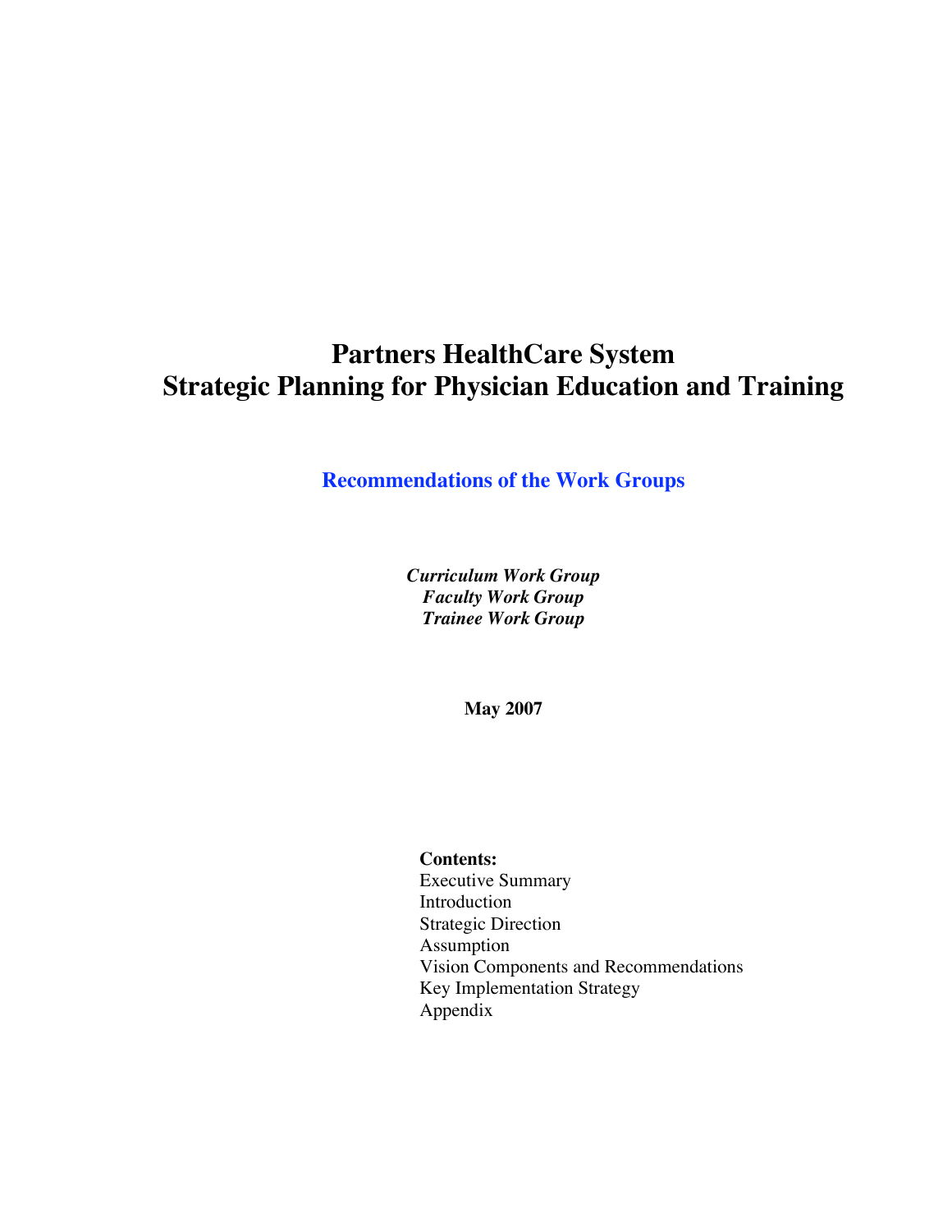# Partners HealthCare System
# Strategic Planning for Physician Education and Training

## Recommendations of the Work Groups

***Curriculum Work Group***
***Faculty Work Group***
***Trainee Work Group***

**May 2007**

**Contents:**
Executive Summary
Introduction
Strategic Direction
Assumption
Vision Components and Recommendations
Key Implementation Strategy
Appendix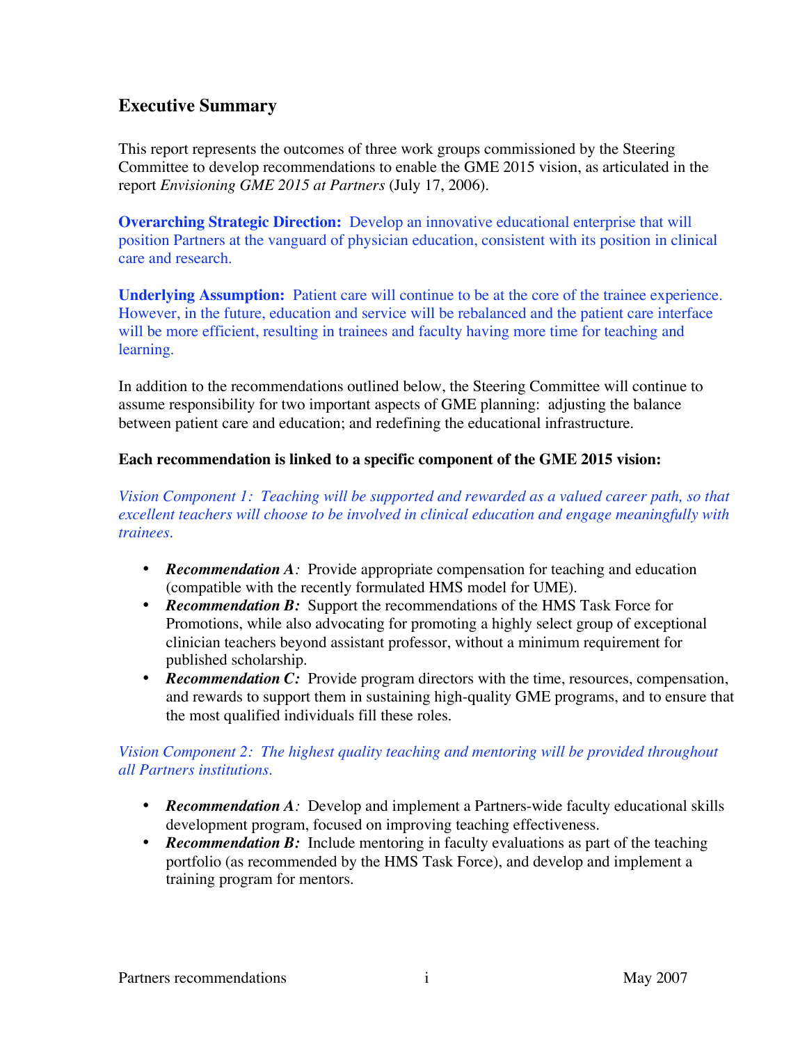## Executive Summary

This report represents the outcomes of three work groups commissioned by the Steering Committee to develop recommendations to enable the GME 2015 vision, as articulated in the report *Envisioning GME 2015 at Partners* (July 17, 2006).

**Overarching Strategic Direction:** Develop an innovative educational enterprise that will position Partners at the vanguard of physician education, consistent with its position in clinical care and research.

**Underlying Assumption:** Patient care will continue to be at the core of the trainee experience. However, in the future, education and service will be rebalanced and the patient care interface will be more efficient, resulting in trainees and faculty having more time for teaching and learning.

In addition to the recommendations outlined below, the Steering Committee will continue to assume responsibility for two important aspects of GME planning: adjusting the balance between patient care and education; and redefining the educational infrastructure.

**Each recommendation is linked to a specific component of the GME 2015 vision:**

*Vision Component 1: Teaching will be supported and rewarded as a valued career path, so that excellent teachers will choose to be involved in clinical education and engage meaningfully with trainees.*

- ***Recommendation A:*** Provide appropriate compensation for teaching and education (compatible with the recently formulated HMS model for UME).
- ***Recommendation B:*** Support the recommendations of the HMS Task Force for Promotions, while also advocating for promoting a highly select group of exceptional clinician teachers beyond assistant professor, without a minimum requirement for published scholarship.
- ***Recommendation C:*** Provide program directors with the time, resources, compensation, and rewards to support them in sustaining high-quality GME programs, and to ensure that the most qualified individuals fill these roles.

*Vision Component 2: The highest quality teaching and mentoring will be provided throughout all Partners institutions.*

- ***Recommendation A:*** Develop and implement a Partners-wide faculty educational skills development program, focused on improving teaching effectiveness.
- ***Recommendation B:*** Include mentoring in faculty evaluations as part of the teaching portfolio (as recommended by the HMS Task Force), and develop and implement a training program for mentors.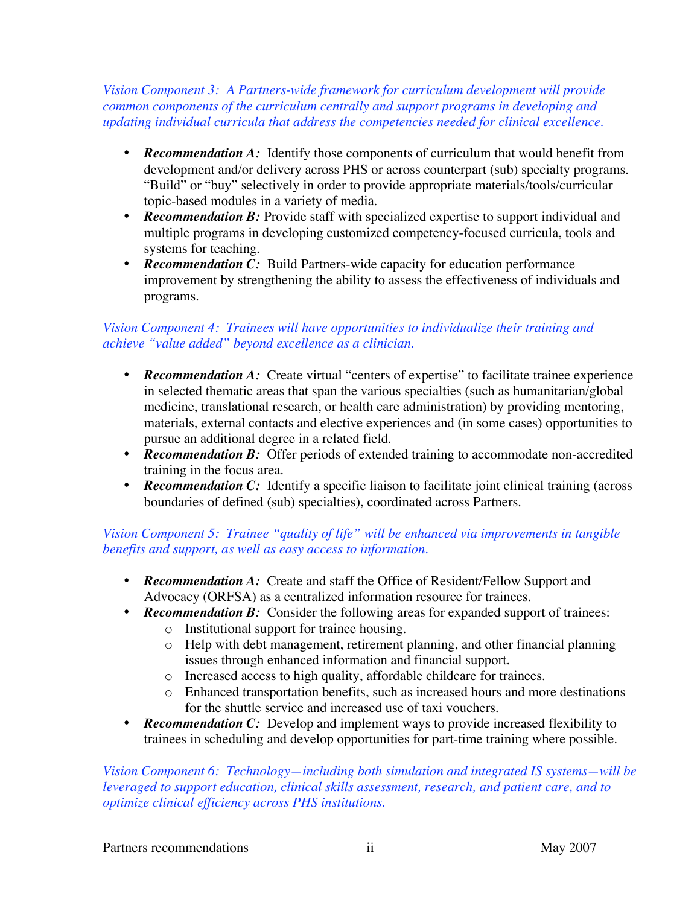*Vision Component 3: A Partners-wide framework for curriculum development will provide common components of the curriculum centrally and support programs in developing and updating individual curricula that address the competencies needed for clinical excellence.*

- ***Recommendation A:*** Identify those components of curriculum that would benefit from development and/or delivery across PHS or across counterpart (sub) specialty programs. "Build" or "buy" selectively in order to provide appropriate materials/tools/curricular topic-based modules in a variety of media.
- ***Recommendation B:*** Provide staff with specialized expertise to support individual and multiple programs in developing customized competency-focused curricula, tools and systems for teaching.
- ***Recommendation C:*** Build Partners-wide capacity for education performance improvement by strengthening the ability to assess the effectiveness of individuals and programs.

*Vision Component 4: Trainees will have opportunities to individualize their training and achieve "value added" beyond excellence as a clinician.*

- ***Recommendation A:*** Create virtual "centers of expertise" to facilitate trainee experience in selected thematic areas that span the various specialties (such as humanitarian/global medicine, translational research, or health care administration) by providing mentoring, materials, external contacts and elective experiences and (in some cases) opportunities to pursue an additional degree in a related field.
- ***Recommendation B:*** Offer periods of extended training to accommodate non-accredited training in the focus area.
- ***Recommendation C:*** Identify a specific liaison to facilitate joint clinical training (across boundaries of defined (sub) specialties), coordinated across Partners.

*Vision Component 5: Trainee "quality of life" will be enhanced via improvements in tangible benefits and support, as well as easy access to information.*

- ***Recommendation A:*** Create and staff the Office of Resident/Fellow Support and Advocacy (ORFSA) as a centralized information resource for trainees.
- ***Recommendation B:*** Consider the following areas for expanded support of trainees:
  - Institutional support for trainee housing.
  - Help with debt management, retirement planning, and other financial planning issues through enhanced information and financial support.
  - Increased access to high quality, affordable childcare for trainees.
  - Enhanced transportation benefits, such as increased hours and more destinations for the shuttle service and increased use of taxi vouchers.
- ***Recommendation C:*** Develop and implement ways to provide increased flexibility to trainees in scheduling and develop opportunities for part-time training where possible.

*Vision Component 6: Technology—including both simulation and integrated IS systems—will be leveraged to support education, clinical skills assessment, research, and patient care, and to optimize clinical efficiency across PHS institutions.*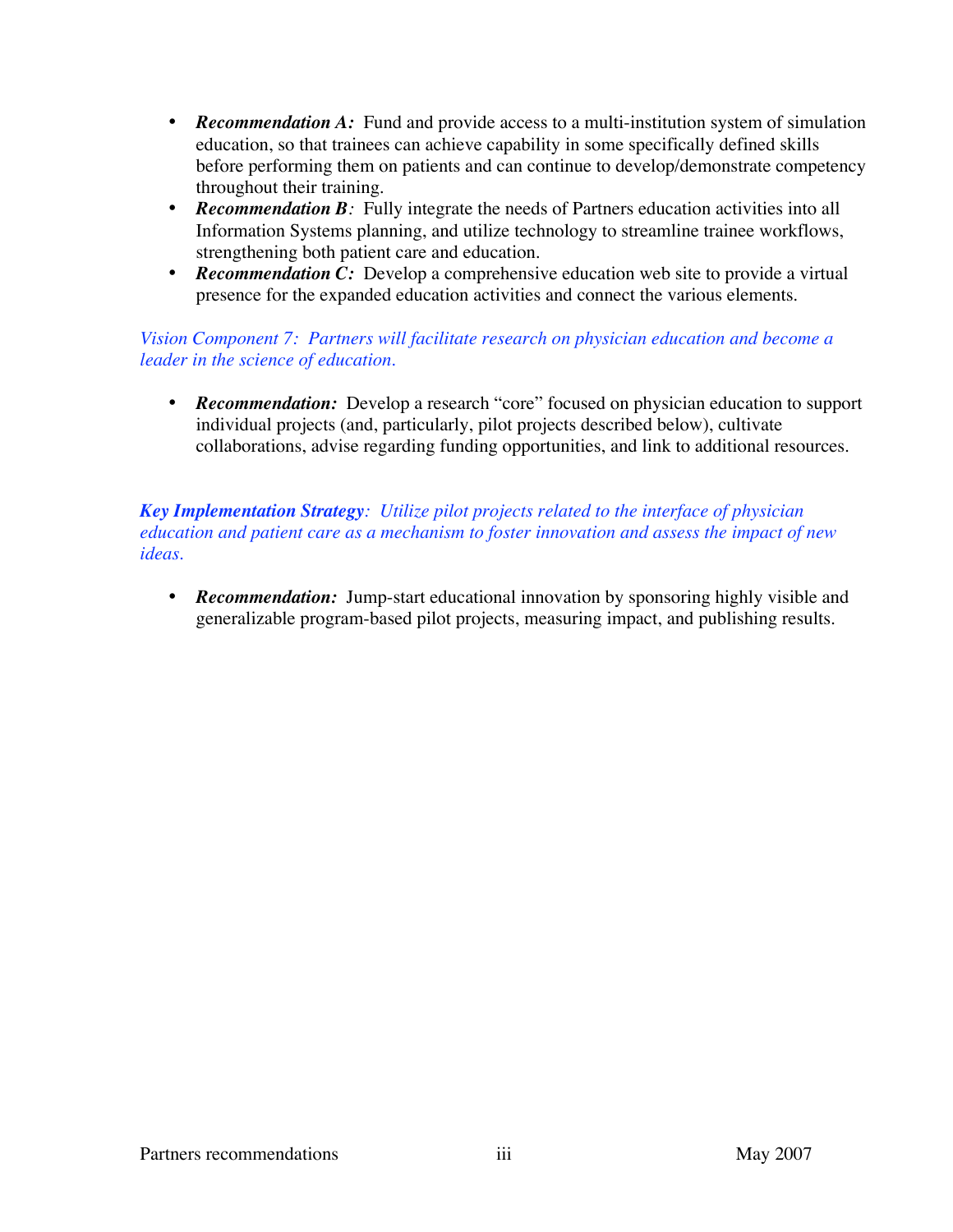- ***Recommendation A:*** Fund and provide access to a multi-institution system of simulation education, so that trainees can achieve capability in some specifically defined skills before performing them on patients and can continue to develop/demonstrate competency throughout their training.
- ***Recommendation B****:* Fully integrate the needs of Partners education activities into all Information Systems planning, and utilize technology to streamline trainee workflows, strengthening both patient care and education.
- ***Recommendation C:*** Develop a comprehensive education web site to provide a virtual presence for the expanded education activities and connect the various elements.

*Vision Component 7: Partners will facilitate research on physician education and become a leader in the science of education.*

- ***Recommendation:*** Develop a research "core" focused on physician education to support individual projects (and, particularly, pilot projects described below), cultivate collaborations, advise regarding funding opportunities, and link to additional resources.

***Key Implementation Strategy****: Utilize pilot projects related to the interface of physician education and patient care as a mechanism to foster innovation and assess the impact of new ideas.*

- ***Recommendation:*** Jump-start educational innovation by sponsoring highly visible and generalizable program-based pilot projects, measuring impact, and publishing results.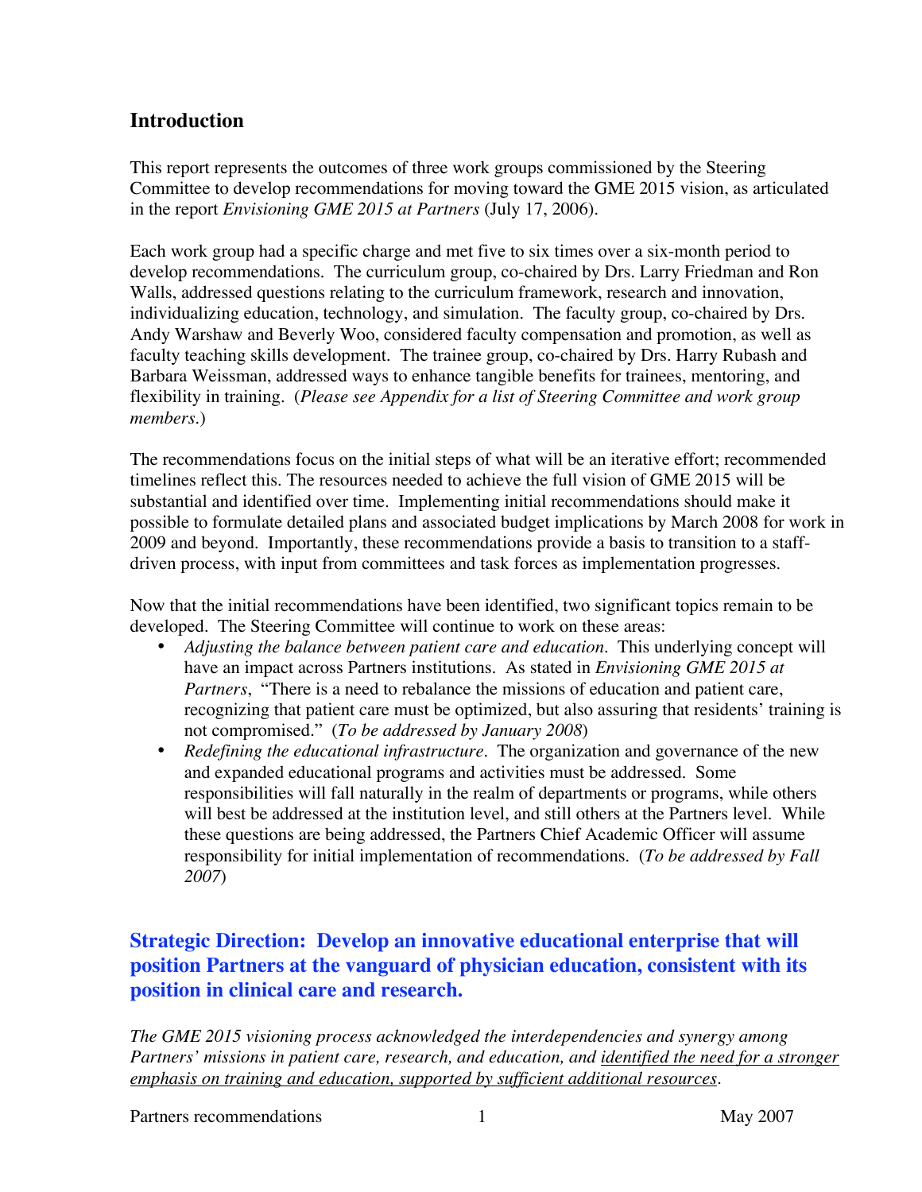## Introduction

This report represents the outcomes of three work groups commissioned by the Steering Committee to develop recommendations for moving toward the GME 2015 vision, as articulated in the report *Envisioning GME 2015 at Partners* (July 17, 2006).

Each work group had a specific charge and met five to six times over a six-month period to develop recommendations. The curriculum group, co-chaired by Drs. Larry Friedman and Ron Walls, addressed questions relating to the curriculum framework, research and innovation, individualizing education, technology, and simulation. The faculty group, co-chaired by Drs. Andy Warshaw and Beverly Woo, considered faculty compensation and promotion, as well as faculty teaching skills development. The trainee group, co-chaired by Drs. Harry Rubash and Barbara Weissman, addressed ways to enhance tangible benefits for trainees, mentoring, and flexibility in training. (*Please see Appendix for a list of Steering Committee and work group members.*)

The recommendations focus on the initial steps of what will be an iterative effort; recommended timelines reflect this. The resources needed to achieve the full vision of GME 2015 will be substantial and identified over time. Implementing initial recommendations should make it possible to formulate detailed plans and associated budget implications by March 2008 for work in 2009 and beyond. Importantly, these recommendations provide a basis to transition to a staff-driven process, with input from committees and task forces as implementation progresses.

Now that the initial recommendations have been identified, two significant topics remain to be developed. The Steering Committee will continue to work on these areas:

- *Adjusting the balance between patient care and education*. This underlying concept will have an impact across Partners institutions. As stated in *Envisioning GME 2015 at Partners*, "There is a need to rebalance the missions of education and patient care, recognizing that patient care must be optimized, but also assuring that residents' training is not compromised." (*To be addressed by January 2008*)
- *Redefining the educational infrastructure*. The organization and governance of the new and expanded educational programs and activities must be addressed. Some responsibilities will fall naturally in the realm of departments or programs, while others will best be addressed at the institution level, and still others at the Partners level. While these questions are being addressed, the Partners Chief Academic Officer will assume responsibility for initial implementation of recommendations. (*To be addressed by Fall 2007*)

## Strategic Direction: Develop an innovative educational enterprise that will position Partners at the vanguard of physician education, consistent with its position in clinical care and research.

*The GME 2015 visioning process acknowledged the interdependencies and synergy among Partners' missions in patient care, research, and education, and identified the need for a stronger emphasis on training and education, supported by sufficient additional resources.*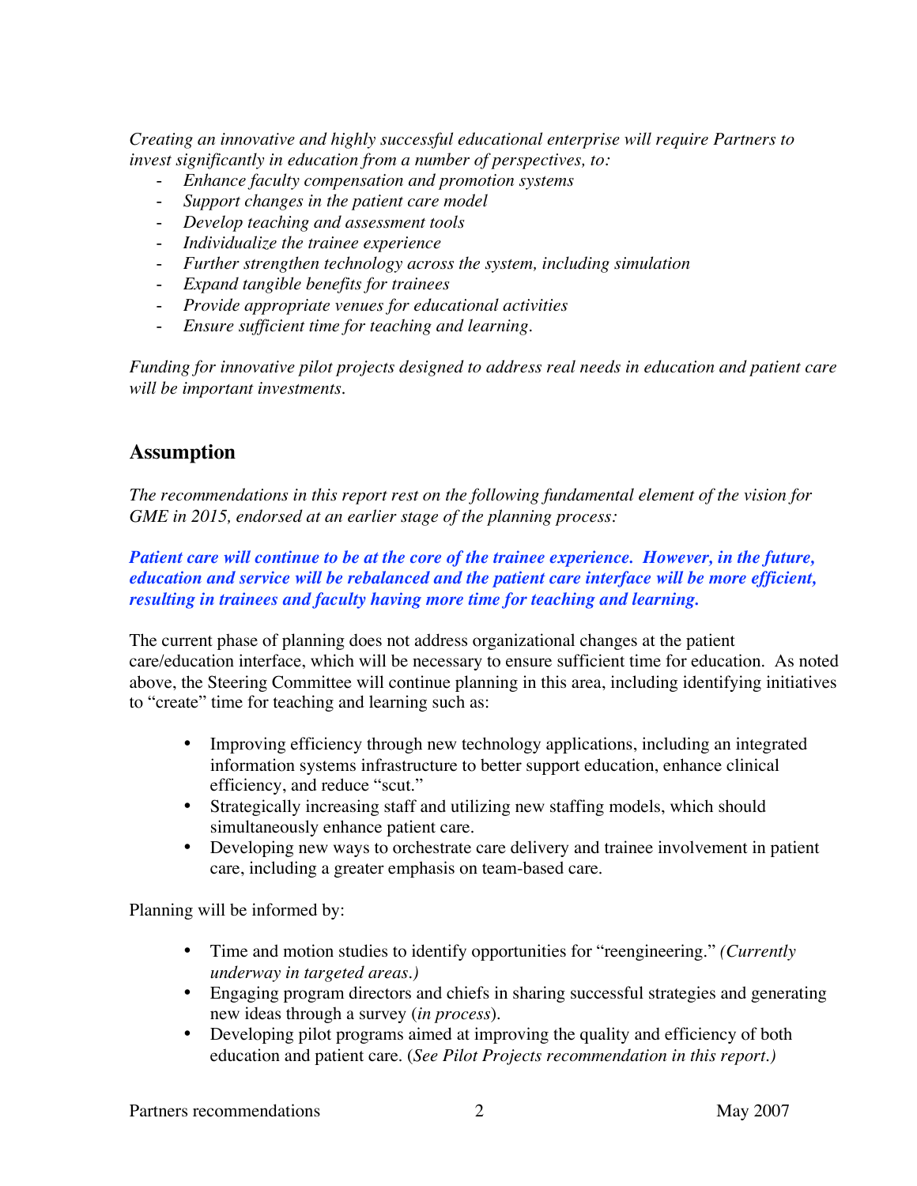*Creating an innovative and highly successful educational enterprise will require Partners to invest significantly in education from a number of perspectives, to:*

- *Enhance faculty compensation and promotion systems*
- *Support changes in the patient care model*
- *Develop teaching and assessment tools*
- *Individualize the trainee experience*
- *Further strengthen technology across the system, including simulation*
- *Expand tangible benefits for trainees*
- *Provide appropriate venues for educational activities*
- *Ensure sufficient time for teaching and learning.*

*Funding for innovative pilot projects designed to address real needs in education and patient care will be important investments.*

## Assumption

*The recommendations in this report rest on the following fundamental element of the vision for GME in 2015, endorsed at an earlier stage of the planning process:*

***Patient care will continue to be at the core of the trainee experience. However, in the future, education and service will be rebalanced and the patient care interface will be more efficient, resulting in trainees and faculty having more time for teaching and learning.***

The current phase of planning does not address organizational changes at the patient care/education interface, which will be necessary to ensure sufficient time for education. As noted above, the Steering Committee will continue planning in this area, including identifying initiatives to "create" time for teaching and learning such as:

- Improving efficiency through new technology applications, including an integrated information systems infrastructure to better support education, enhance clinical efficiency, and reduce "scut."
- Strategically increasing staff and utilizing new staffing models, which should simultaneously enhance patient care.
- Developing new ways to orchestrate care delivery and trainee involvement in patient care, including a greater emphasis on team-based care.

Planning will be informed by:

- Time and motion studies to identify opportunities for "reengineering." *(Currently underway in targeted areas.)*
- Engaging program directors and chiefs in sharing successful strategies and generating new ideas through a survey (*in process*).
- Developing pilot programs aimed at improving the quality and efficiency of both education and patient care. (*See Pilot Projects recommendation in this report.)*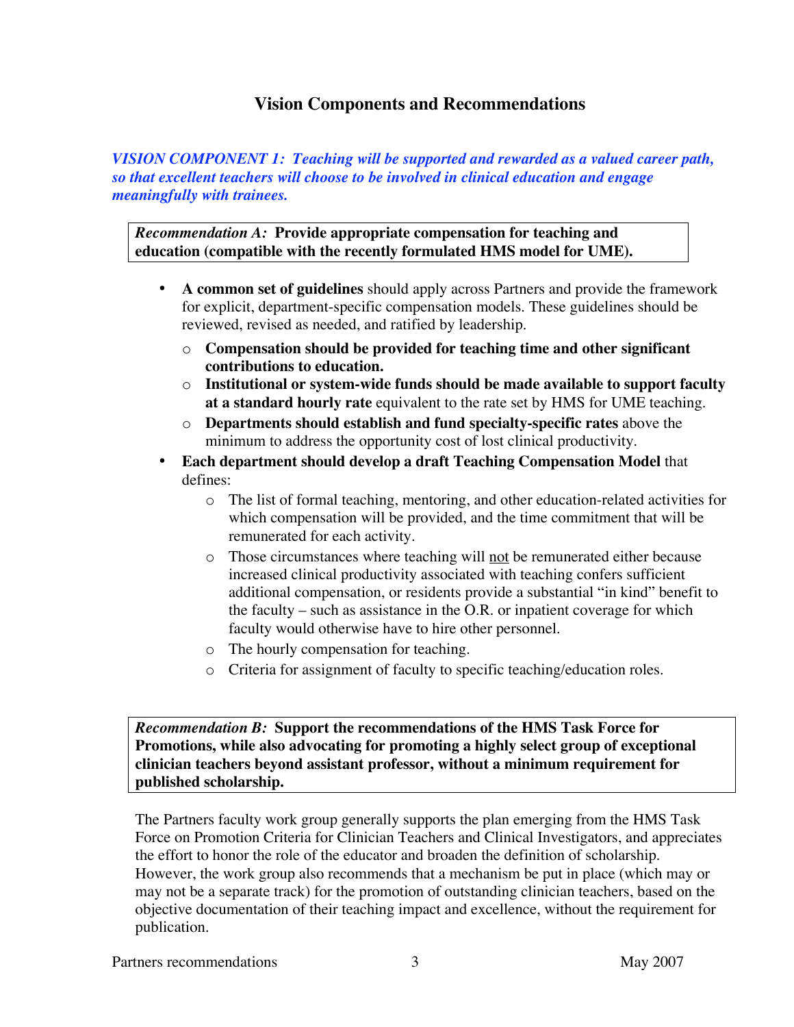## Vision Components and Recommendations

***VISION COMPONENT 1: Teaching will be supported and rewarded as a valued career path, so that excellent teachers will choose to be involved in clinical education and engage meaningfully with trainees.***

*Recommendation A:* **Provide appropriate compensation for teaching and education (compatible with the recently formulated HMS model for UME).**

- **A common set of guidelines** should apply across Partners and provide the framework for explicit, department-specific compensation models. These guidelines should be reviewed, revised as needed, and ratified by leadership.
  - **Compensation should be provided for teaching time and other significant contributions to education.**
  - **Institutional or system-wide funds should be made available to support faculty at a standard hourly rate** equivalent to the rate set by HMS for UME teaching.
  - **Departments should establish and fund specialty-specific rates** above the minimum to address the opportunity cost of lost clinical productivity.
- **Each department should develop a draft Teaching Compensation Model** that defines:
  - The list of formal teaching, mentoring, and other education-related activities for which compensation will be provided, and the time commitment that will be remunerated for each activity.
  - Those circumstances where teaching will not be remunerated either because increased clinical productivity associated with teaching confers sufficient additional compensation, or residents provide a substantial "in kind" benefit to the faculty – such as assistance in the O.R. or inpatient coverage for which faculty would otherwise have to hire other personnel.
  - The hourly compensation for teaching.
  - Criteria for assignment of faculty to specific teaching/education roles.

*Recommendation B:* **Support the recommendations of the HMS Task Force for Promotions, while also advocating for promoting a highly select group of exceptional clinician teachers beyond assistant professor, without a minimum requirement for published scholarship.**

The Partners faculty work group generally supports the plan emerging from the HMS Task Force on Promotion Criteria for Clinician Teachers and Clinical Investigators, and appreciates the effort to honor the role of the educator and broaden the definition of scholarship. However, the work group also recommends that a mechanism be put in place (which may or may not be a separate track) for the promotion of outstanding clinician teachers, based on the objective documentation of their teaching impact and excellence, without the requirement for publication.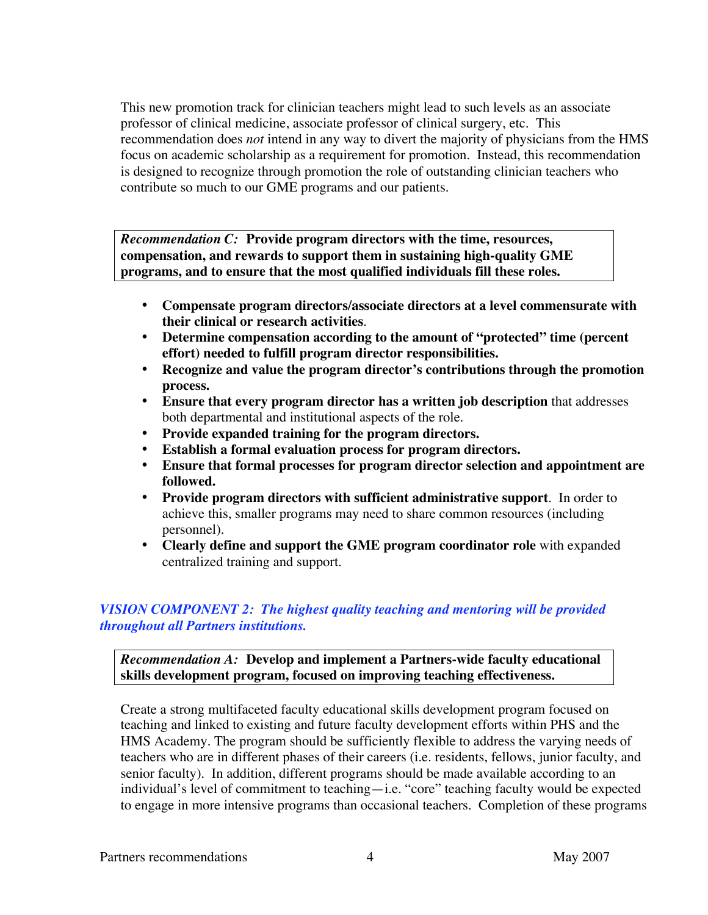This new promotion track for clinician teachers might lead to such levels as an associate professor of clinical medicine, associate professor of clinical surgery, etc. This recommendation does *not* intend in any way to divert the majority of physicians from the HMS focus on academic scholarship as a requirement for promotion. Instead, this recommendation is designed to recognize through promotion the role of outstanding clinician teachers who contribute so much to our GME programs and our patients.

*Recommendation C:* **Provide program directors with the time, resources, compensation, and rewards to support them in sustaining high-quality GME programs, and to ensure that the most qualified individuals fill these roles.**

- **Compensate program directors/associate directors at a level commensurate with their clinical or research activities**.
- **Determine compensation according to the amount of "protected" time (percent effort) needed to fulfill program director responsibilities.**
- **Recognize and value the program director's contributions through the promotion process.**
- **Ensure that every program director has a written job description** that addresses both departmental and institutional aspects of the role.
- **Provide expanded training for the program directors.**
- **Establish a formal evaluation process for program directors.**
- **Ensure that formal processes for program director selection and appointment are followed.**
- **Provide program directors with sufficient administrative support**. In order to achieve this, smaller programs may need to share common resources (including personnel).
- **Clearly define and support the GME program coordinator role** with expanded centralized training and support.

### *VISION COMPONENT 2: The highest quality teaching and mentoring will be provided throughout all Partners institutions.*

*Recommendation A:* **Develop and implement a Partners-wide faculty educational skills development program, focused on improving teaching effectiveness.**

Create a strong multifaceted faculty educational skills development program focused on teaching and linked to existing and future faculty development efforts within PHS and the HMS Academy. The program should be sufficiently flexible to address the varying needs of teachers who are in different phases of their careers (i.e. residents, fellows, junior faculty, and senior faculty). In addition, different programs should be made available according to an individual's level of commitment to teaching—i.e. "core" teaching faculty would be expected to engage in more intensive programs than occasional teachers. Completion of these programs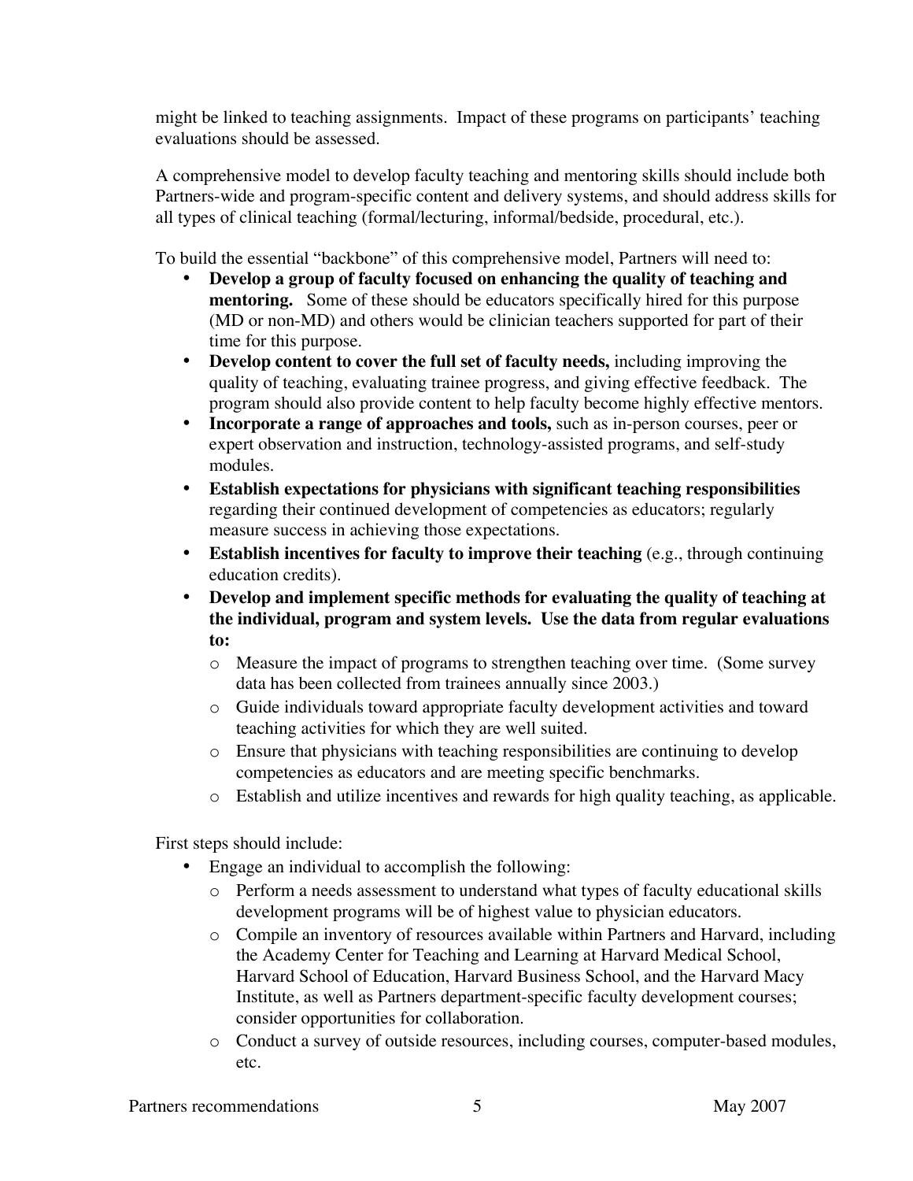might be linked to teaching assignments. Impact of these programs on participants' teaching evaluations should be assessed.

A comprehensive model to develop faculty teaching and mentoring skills should include both Partners-wide and program-specific content and delivery systems, and should address skills for all types of clinical teaching (formal/lecturing, informal/bedside, procedural, etc.).

To build the essential "backbone" of this comprehensive model, Partners will need to:

- **Develop a group of faculty focused on enhancing the quality of teaching and mentoring.** Some of these should be educators specifically hired for this purpose (MD or non-MD) and others would be clinician teachers supported for part of their time for this purpose.
- **Develop content to cover the full set of faculty needs,** including improving the quality of teaching, evaluating trainee progress, and giving effective feedback. The program should also provide content to help faculty become highly effective mentors.
- **Incorporate a range of approaches and tools,** such as in-person courses, peer or expert observation and instruction, technology-assisted programs, and self-study modules.
- **Establish expectations for physicians with significant teaching responsibilities** regarding their continued development of competencies as educators; regularly measure success in achieving those expectations.
- **Establish incentives for faculty to improve their teaching** (e.g., through continuing education credits).
- **Develop and implement specific methods for evaluating the quality of teaching at the individual, program and system levels. Use the data from regular evaluations to:**
  - Measure the impact of programs to strengthen teaching over time. (Some survey data has been collected from trainees annually since 2003.)
  - Guide individuals toward appropriate faculty development activities and toward teaching activities for which they are well suited.
  - Ensure that physicians with teaching responsibilities are continuing to develop competencies as educators and are meeting specific benchmarks.
  - Establish and utilize incentives and rewards for high quality teaching, as applicable.

First steps should include:

- Engage an individual to accomplish the following:
  - Perform a needs assessment to understand what types of faculty educational skills development programs will be of highest value to physician educators.
  - Compile an inventory of resources available within Partners and Harvard, including the Academy Center for Teaching and Learning at Harvard Medical School, Harvard School of Education, Harvard Business School, and the Harvard Macy Institute, as well as Partners department-specific faculty development courses; consider opportunities for collaboration.
  - Conduct a survey of outside resources, including courses, computer-based modules, etc.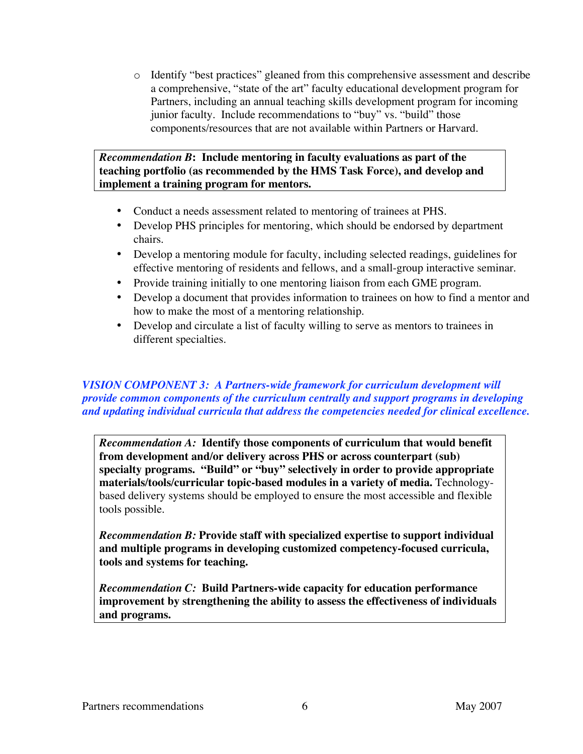- Identify "best practices" gleaned from this comprehensive assessment and describe a comprehensive, "state of the art" faculty educational development program for Partners, including an annual teaching skills development program for incoming junior faculty. Include recommendations to "buy" vs. "build" those components/resources that are not available within Partners or Harvard.

***Recommendation B*: Include mentoring in faculty evaluations as part of the teaching portfolio (as recommended by the HMS Task Force), and develop and implement a training program for mentors.**

- Conduct a needs assessment related to mentoring of trainees at PHS.
- Develop PHS principles for mentoring, which should be endorsed by department chairs.
- Develop a mentoring module for faculty, including selected readings, guidelines for effective mentoring of residents and fellows, and a small-group interactive seminar.
- Provide training initially to one mentoring liaison from each GME program.
- Develop a document that provides information to trainees on how to find a mentor and how to make the most of a mentoring relationship.
- Develop and circulate a list of faculty willing to serve as mentors to trainees in different specialties.

***VISION COMPONENT 3: A Partners-wide framework for curriculum development will provide common components of the curriculum centrally and support programs in developing and updating individual curricula that address the competencies needed for clinical excellence.***

***Recommendation A:* Identify those components of curriculum that would benefit from development and/or delivery across PHS or across counterpart (sub) specialty programs. "Build" or "buy" selectively in order to provide appropriate materials/tools/curricular topic-based modules in a variety of media.** Technology-based delivery systems should be employed to ensure the most accessible and flexible tools possible.

***Recommendation B:* Provide staff with specialized expertise to support individual and multiple programs in developing customized competency-focused curricula, tools and systems for teaching.**

***Recommendation C:* Build Partners-wide capacity for education performance improvement by strengthening the ability to assess the effectiveness of individuals and programs.**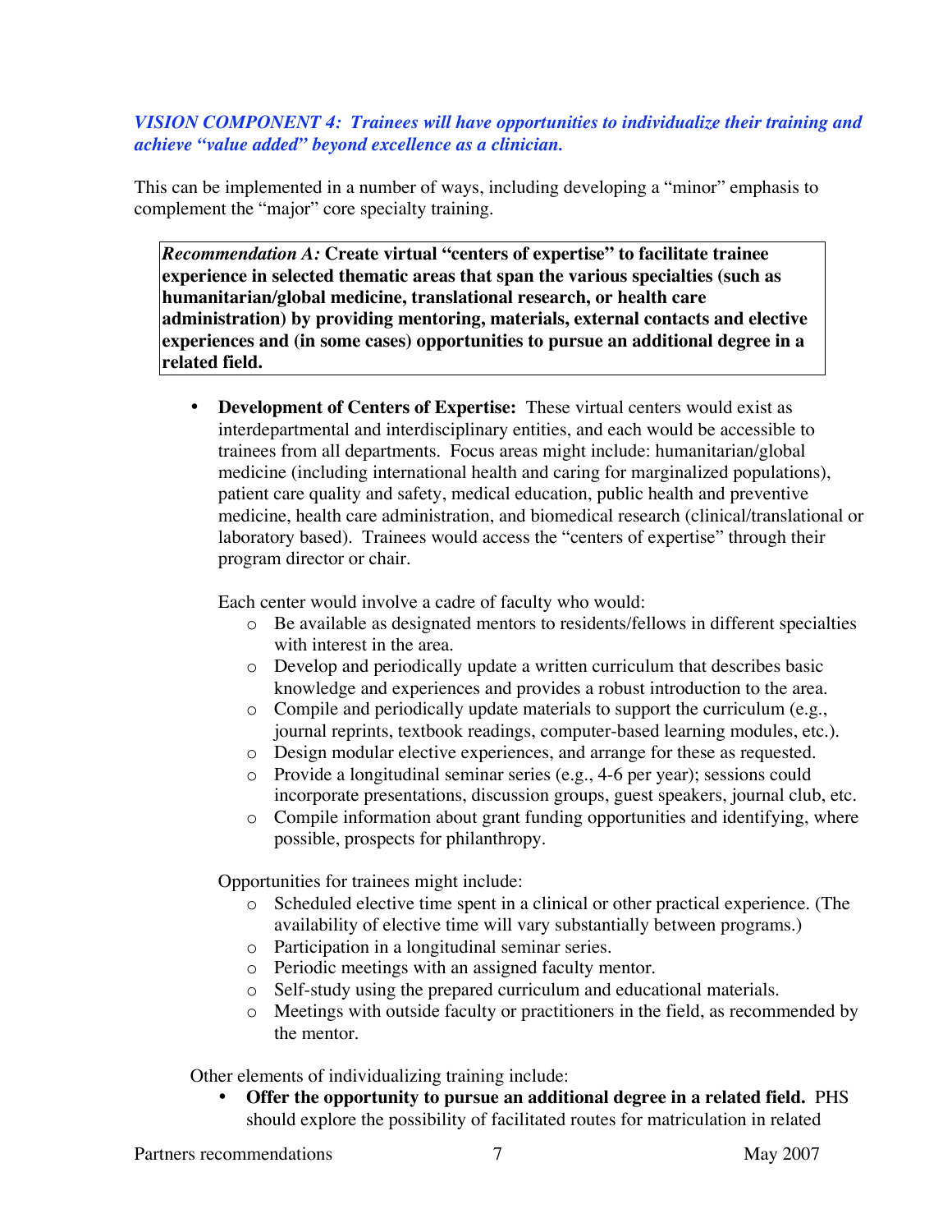***VISION COMPONENT 4: Trainees will have opportunities to individualize their training and achieve "value added" beyond excellence as a clinician.***

This can be implemented in a number of ways, including developing a "minor" emphasis to complement the "major" core specialty training.

> *Recommendation A:* **Create virtual "centers of expertise" to facilitate trainee experience in selected thematic areas that span the various specialties (such as humanitarian/global medicine, translational research, or health care administration) by providing mentoring, materials, external contacts and elective experiences and (in some cases) opportunities to pursue an additional degree in a related field.**

- **Development of Centers of Expertise:** These virtual centers would exist as interdepartmental and interdisciplinary entities, and each would be accessible to trainees from all departments. Focus areas might include: humanitarian/global medicine (including international health and caring for marginalized populations), patient care quality and safety, medical education, public health and preventive medicine, health care administration, and biomedical research (clinical/translational or laboratory based). Trainees would access the "centers of expertise" through their program director or chair.

  Each center would involve a cadre of faculty who would:
  - Be available as designated mentors to residents/fellows in different specialties with interest in the area.
  - Develop and periodically update a written curriculum that describes basic knowledge and experiences and provides a robust introduction to the area.
  - Compile and periodically update materials to support the curriculum (e.g., journal reprints, textbook readings, computer-based learning modules, etc.).
  - Design modular elective experiences, and arrange for these as requested.
  - Provide a longitudinal seminar series (e.g., 4-6 per year); sessions could incorporate presentations, discussion groups, guest speakers, journal club, etc.
  - Compile information about grant funding opportunities and identifying, where possible, prospects for philanthropy.

  Opportunities for trainees might include:
  - Scheduled elective time spent in a clinical or other practical experience. (The availability of elective time will vary substantially between programs.)
  - Participation in a longitudinal seminar series.
  - Periodic meetings with an assigned faculty mentor.
  - Self-study using the prepared curriculum and educational materials.
  - Meetings with outside faculty or practitioners in the field, as recommended by the mentor.

Other elements of individualizing training include:

- **Offer the opportunity to pursue an additional degree in a related field.** PHS should explore the possibility of facilitated routes for matriculation in related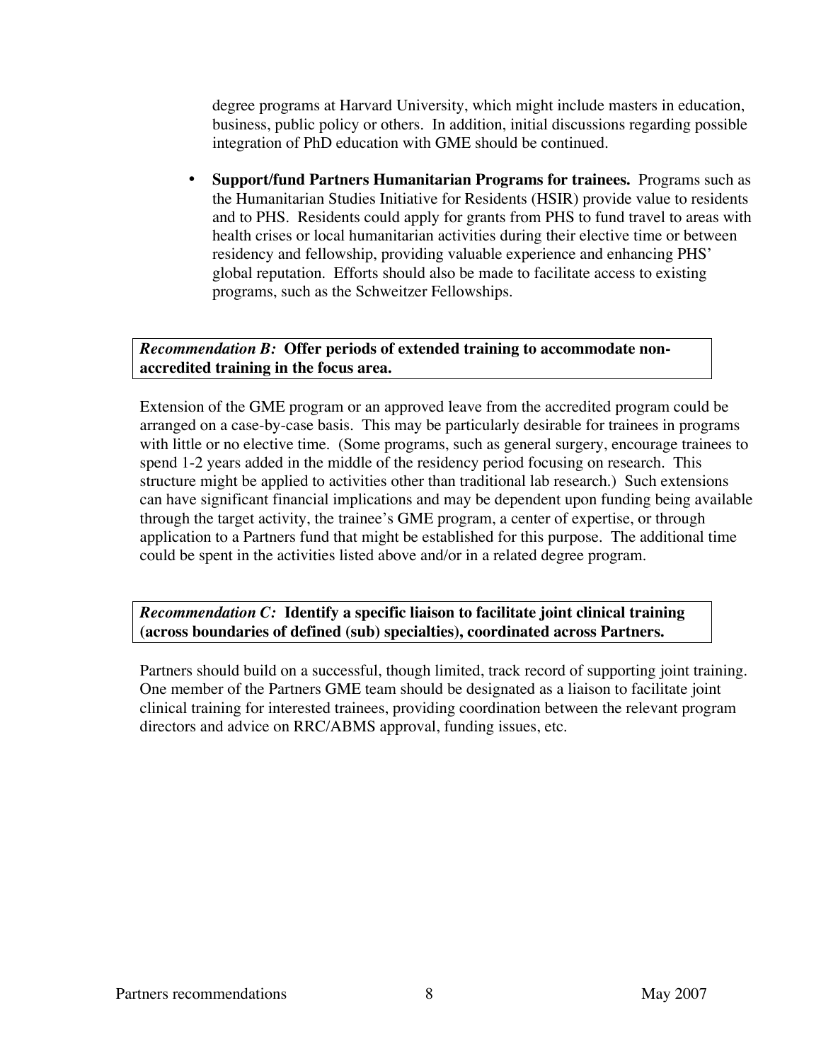degree programs at Harvard University, which might include masters in education, business, public policy or others. In addition, initial discussions regarding possible integration of PhD education with GME should be continued.

- **Support/fund Partners Humanitarian Programs for trainees.** Programs such as the Humanitarian Studies Initiative for Residents (HSIR) provide value to residents and to PHS. Residents could apply for grants from PHS to fund travel to areas with health crises or local humanitarian activities during their elective time or between residency and fellowship, providing valuable experience and enhancing PHS' global reputation. Efforts should also be made to facilitate access to existing programs, such as the Schweitzer Fellowships.

***Recommendation B:*** **Offer periods of extended training to accommodate non-accredited training in the focus area.**

Extension of the GME program or an approved leave from the accredited program could be arranged on a case-by-case basis. This may be particularly desirable for trainees in programs with little or no elective time. (Some programs, such as general surgery, encourage trainees to spend 1-2 years added in the middle of the residency period focusing on research. This structure might be applied to activities other than traditional lab research.) Such extensions can have significant financial implications and may be dependent upon funding being available through the target activity, the trainee's GME program, a center of expertise, or through application to a Partners fund that might be established for this purpose. The additional time could be spent in the activities listed above and/or in a related degree program.

***Recommendation C:*** **Identify a specific liaison to facilitate joint clinical training (across boundaries of defined (sub) specialties), coordinated across Partners.**

Partners should build on a successful, though limited, track record of supporting joint training. One member of the Partners GME team should be designated as a liaison to facilitate joint clinical training for interested trainees, providing coordination between the relevant program directors and advice on RRC/ABMS approval, funding issues, etc.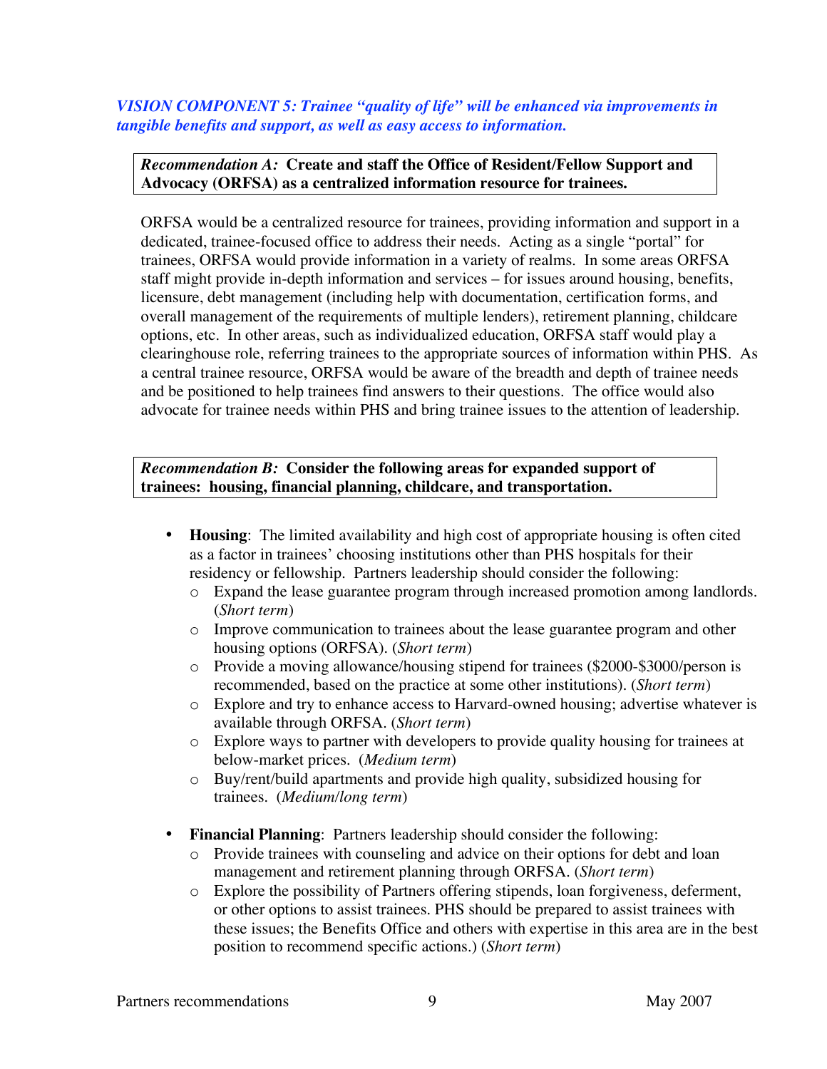### *VISION COMPONENT 5: Trainee "quality of life" will be enhanced via improvements in tangible benefits and support, as well as easy access to information.*

***Recommendation A:*** **Create and staff the Office of Resident/Fellow Support and Advocacy (ORFSA) as a centralized information resource for trainees.**

ORFSA would be a centralized resource for trainees, providing information and support in a dedicated, trainee-focused office to address their needs. Acting as a single "portal" for trainees, ORFSA would provide information in a variety of realms. In some areas ORFSA staff might provide in-depth information and services – for issues around housing, benefits, licensure, debt management (including help with documentation, certification forms, and overall management of the requirements of multiple lenders), retirement planning, childcare options, etc. In other areas, such as individualized education, ORFSA staff would play a clearinghouse role, referring trainees to the appropriate sources of information within PHS. As a central trainee resource, ORFSA would be aware of the breadth and depth of trainee needs and be positioned to help trainees find answers to their questions. The office would also advocate for trainee needs within PHS and bring trainee issues to the attention of leadership.

***Recommendation B:*** **Consider the following areas for expanded support of trainees: housing, financial planning, childcare, and transportation.**

- **Housing**: The limited availability and high cost of appropriate housing is often cited as a factor in trainees' choosing institutions other than PHS hospitals for their residency or fellowship. Partners leadership should consider the following:
  - Expand the lease guarantee program through increased promotion among landlords. (*Short term*)
  - Improve communication to trainees about the lease guarantee program and other housing options (ORFSA). (*Short term*)
  - Provide a moving allowance/housing stipend for trainees ($2000-$3000/person is recommended, based on the practice at some other institutions). (*Short term*)
  - Explore and try to enhance access to Harvard-owned housing; advertise whatever is available through ORFSA. (*Short term*)
  - Explore ways to partner with developers to provide quality housing for trainees at below-market prices. (*Medium term*)
  - Buy/rent/build apartments and provide high quality, subsidized housing for trainees. (*Medium/long term*)
- **Financial Planning**: Partners leadership should consider the following:
  - Provide trainees with counseling and advice on their options for debt and loan management and retirement planning through ORFSA. (*Short term*)
  - Explore the possibility of Partners offering stipends, loan forgiveness, deferment, or other options to assist trainees. PHS should be prepared to assist trainees with these issues; the Benefits Office and others with expertise in this area are in the best position to recommend specific actions.) (*Short term*)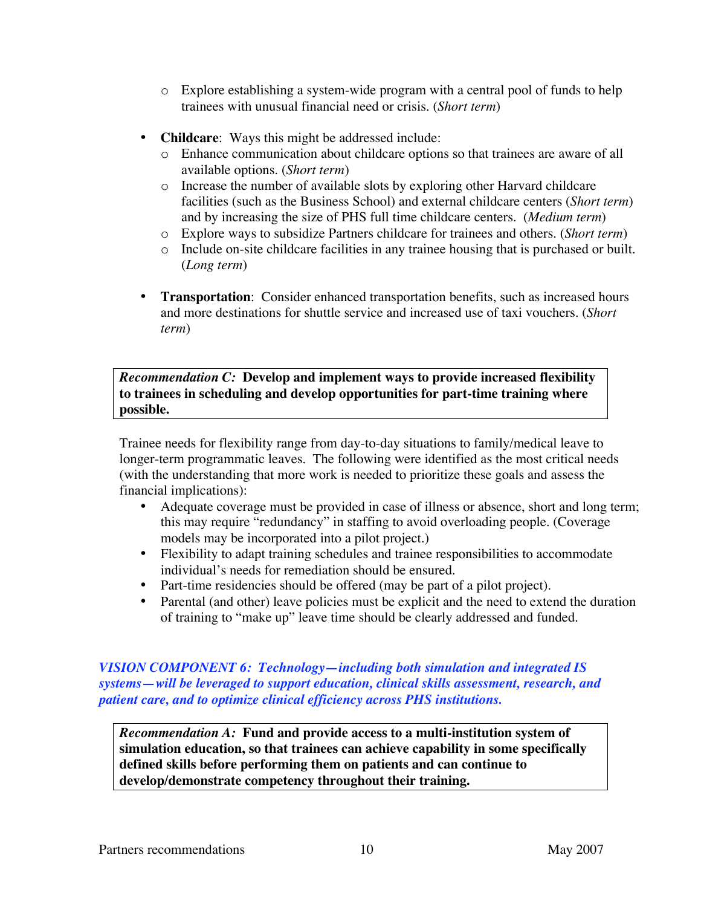- Explore establishing a system-wide program with a central pool of funds to help trainees with unusual financial need or crisis. (*Short term*)

- **Childcare**: Ways this might be addressed include:
  - Enhance communication about childcare options so that trainees are aware of all available options. (*Short term*)
  - Increase the number of available slots by exploring other Harvard childcare facilities (such as the Business School) and external childcare centers (*Short term*) and by increasing the size of PHS full time childcare centers. (*Medium term*)
  - Explore ways to subsidize Partners childcare for trainees and others. (*Short term*)
  - Include on-site childcare facilities in any trainee housing that is purchased or built. (*Long term*)

- **Transportation**: Consider enhanced transportation benefits, such as increased hours and more destinations for shuttle service and increased use of taxi vouchers. (*Short term*)

> *Recommendation C:* **Develop and implement ways to provide increased flexibility to trainees in scheduling and develop opportunities for part-time training where possible.**

Trainee needs for flexibility range from day-to-day situations to family/medical leave to longer-term programmatic leaves. The following were identified as the most critical needs (with the understanding that more work is needed to prioritize these goals and assess the financial implications):

- Adequate coverage must be provided in case of illness or absence, short and long term; this may require "redundancy" in staffing to avoid overloading people. (Coverage models may be incorporated into a pilot project.)
- Flexibility to adapt training schedules and trainee responsibilities to accommodate individual's needs for remediation should be ensured.
- Part-time residencies should be offered (may be part of a pilot project).
- Parental (and other) leave policies must be explicit and the need to extend the duration of training to "make up" leave time should be clearly addressed and funded.

***VISION COMPONENT 6: Technology—including both simulation and integrated IS systems—will be leveraged to support education, clinical skills assessment, research, and patient care, and to optimize clinical efficiency across PHS institutions.***

> *Recommendation A:* **Fund and provide access to a multi-institution system of simulation education, so that trainees can achieve capability in some specifically defined skills before performing them on patients and can continue to develop/demonstrate competency throughout their training.**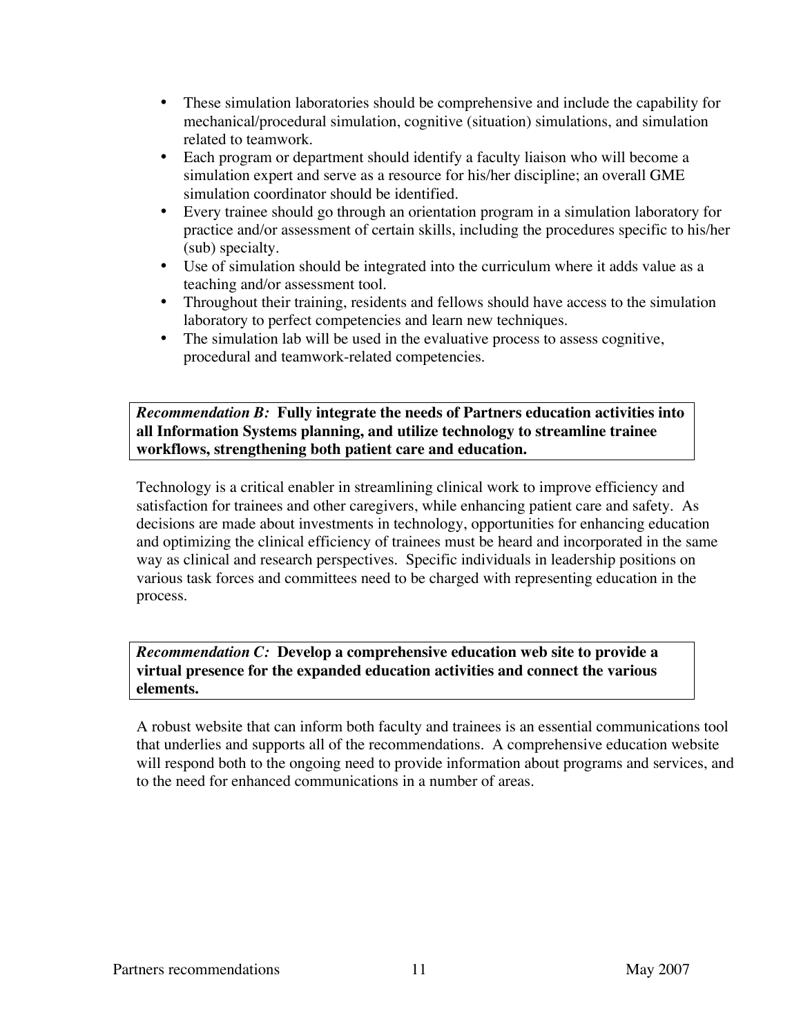- These simulation laboratories should be comprehensive and include the capability for mechanical/procedural simulation, cognitive (situation) simulations, and simulation related to teamwork.
- Each program or department should identify a faculty liaison who will become a simulation expert and serve as a resource for his/her discipline; an overall GME simulation coordinator should be identified.
- Every trainee should go through an orientation program in a simulation laboratory for practice and/or assessment of certain skills, including the procedures specific to his/her (sub) specialty.
- Use of simulation should be integrated into the curriculum where it adds value as a teaching and/or assessment tool.
- Throughout their training, residents and fellows should have access to the simulation laboratory to perfect competencies and learn new techniques.
- The simulation lab will be used in the evaluative process to assess cognitive, procedural and teamwork-related competencies.

***Recommendation B:*** **Fully integrate the needs of Partners education activities into all Information Systems planning, and utilize technology to streamline trainee workflows, strengthening both patient care and education.**

Technology is a critical enabler in streamlining clinical work to improve efficiency and satisfaction for trainees and other caregivers, while enhancing patient care and safety. As decisions are made about investments in technology, opportunities for enhancing education and optimizing the clinical efficiency of trainees must be heard and incorporated in the same way as clinical and research perspectives. Specific individuals in leadership positions on various task forces and committees need to be charged with representing education in the process.

***Recommendation C:*** **Develop a comprehensive education web site to provide a virtual presence for the expanded education activities and connect the various elements.**

A robust website that can inform both faculty and trainees is an essential communications tool that underlies and supports all of the recommendations. A comprehensive education website will respond both to the ongoing need to provide information about programs and services, and to the need for enhanced communications in a number of areas.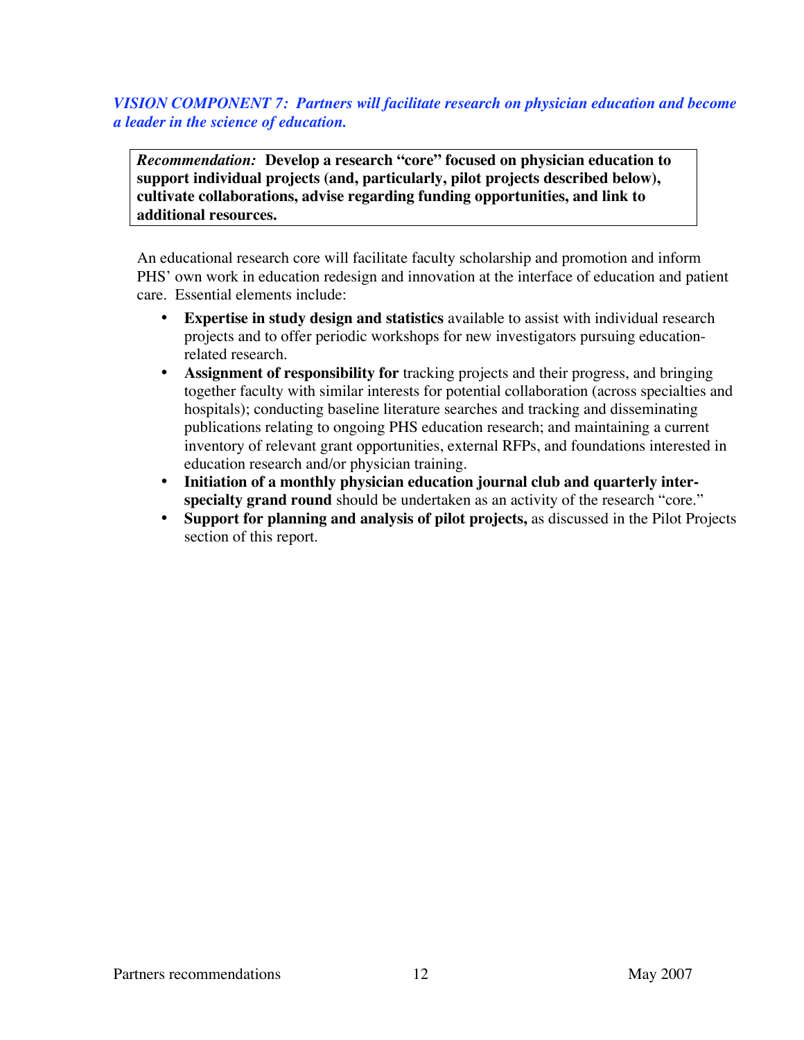### *VISION COMPONENT 7: Partners will facilitate research on physician education and become a leader in the science of education.*

> ***Recommendation:*** **Develop a research "core" focused on physician education to support individual projects (and, particularly, pilot projects described below), cultivate collaborations, advise regarding funding opportunities, and link to additional resources.**

An educational research core will facilitate faculty scholarship and promotion and inform PHS' own work in education redesign and innovation at the interface of education and patient care. Essential elements include:

- **Expertise in study design and statistics** available to assist with individual research projects and to offer periodic workshops for new investigators pursuing education-related research.
- **Assignment of responsibility for** tracking projects and their progress, and bringing together faculty with similar interests for potential collaboration (across specialties and hospitals); conducting baseline literature searches and tracking and disseminating publications relating to ongoing PHS education research; and maintaining a current inventory of relevant grant opportunities, external RFPs, and foundations interested in education research and/or physician training.
- **Initiation of a monthly physician education journal club and quarterly inter-specialty grand round** should be undertaken as an activity of the research "core."
- **Support for planning and analysis of pilot projects,** as discussed in the Pilot Projects section of this report.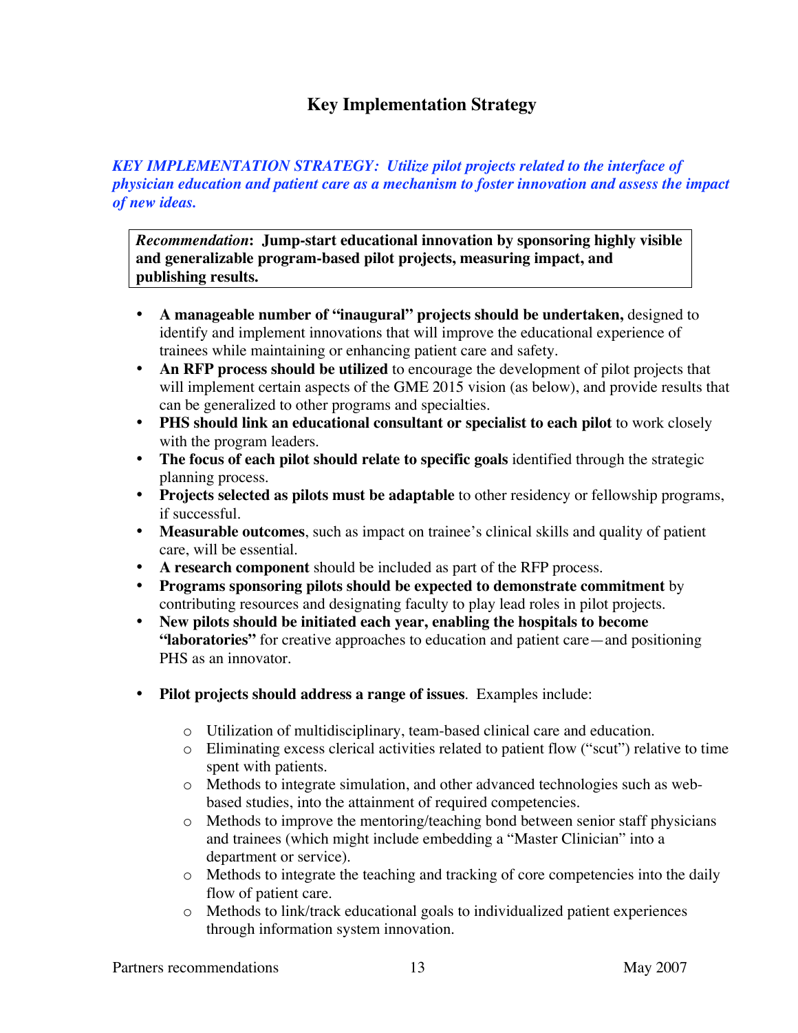## Key Implementation Strategy

***KEY IMPLEMENTATION STRATEGY: Utilize pilot projects related to the interface of physician education and patient care as a mechanism to foster innovation and assess the impact of new ideas.***

> ***Recommendation*****: Jump-start educational innovation by sponsoring highly visible and generalizable program-based pilot projects, measuring impact, and publishing results.**

- **A manageable number of "inaugural" projects should be undertaken,** designed to identify and implement innovations that will improve the educational experience of trainees while maintaining or enhancing patient care and safety.
- **An RFP process should be utilized** to encourage the development of pilot projects that will implement certain aspects of the GME 2015 vision (as below), and provide results that can be generalized to other programs and specialties.
- **PHS should link an educational consultant or specialist to each pilot** to work closely with the program leaders.
- **The focus of each pilot should relate to specific goals** identified through the strategic planning process.
- **Projects selected as pilots must be adaptable** to other residency or fellowship programs, if successful.
- **Measurable outcomes**, such as impact on trainee's clinical skills and quality of patient care, will be essential.
- **A research component** should be included as part of the RFP process.
- **Programs sponsoring pilots should be expected to demonstrate commitment** by contributing resources and designating faculty to play lead roles in pilot projects.
- **New pilots should be initiated each year, enabling the hospitals to become "laboratories"** for creative approaches to education and patient care—and positioning PHS as an innovator.

- **Pilot projects should address a range of issues**. Examples include:
    - Utilization of multidisciplinary, team-based clinical care and education.
    - Eliminating excess clerical activities related to patient flow ("scut") relative to time spent with patients.
    - Methods to integrate simulation, and other advanced technologies such as web-based studies, into the attainment of required competencies.
    - Methods to improve the mentoring/teaching bond between senior staff physicians and trainees (which might include embedding a "Master Clinician" into a department or service).
    - Methods to integrate the teaching and tracking of core competencies into the daily flow of patient care.
    - Methods to link/track educational goals to individualized patient experiences through information system innovation.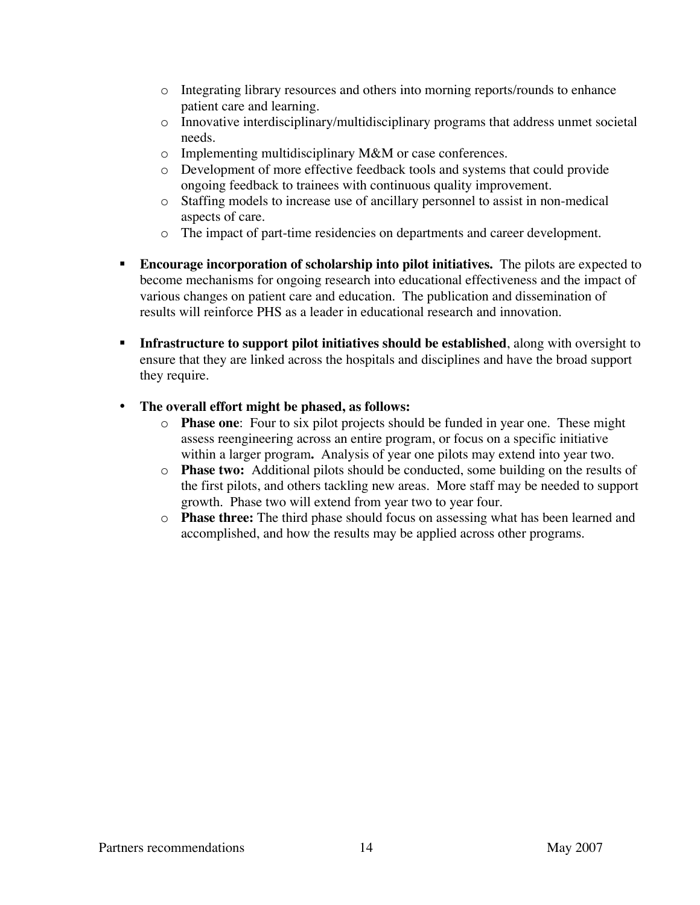- Integrating library resources and others into morning reports/rounds to enhance patient care and learning.
  - Innovative interdisciplinary/multidisciplinary programs that address unmet societal needs.
  - Implementing multidisciplinary M&M or case conferences.
  - Development of more effective feedback tools and systems that could provide ongoing feedback to trainees with continuous quality improvement.
  - Staffing models to increase use of ancillary personnel to assist in non-medical aspects of care.
  - The impact of part-time residencies on departments and career development.

- **Encourage incorporation of scholarship into pilot initiatives.** The pilots are expected to become mechanisms for ongoing research into educational effectiveness and the impact of various changes on patient care and education. The publication and dissemination of results will reinforce PHS as a leader in educational research and innovation.

- **Infrastructure to support pilot initiatives should be established**, along with oversight to ensure that they are linked across the hospitals and disciplines and have the broad support they require.

- **The overall effort might be phased, as follows:**
  - **Phase one**: Four to six pilot projects should be funded in year one. These might assess reengineering across an entire program, or focus on a specific initiative within a larger program**.** Analysis of year one pilots may extend into year two.
  - **Phase two:** Additional pilots should be conducted, some building on the results of the first pilots, and others tackling new areas. More staff may be needed to support growth. Phase two will extend from year two to year four.
  - **Phase three:** The third phase should focus on assessing what has been learned and accomplished, and how the results may be applied across other programs.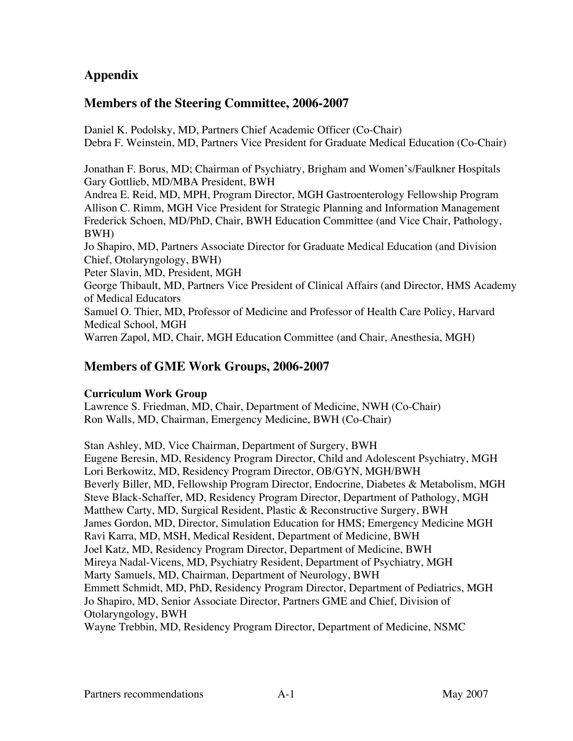# Appendix

## Members of the Steering Committee, 2006-2007

Daniel K. Podolsky, MD, Partners Chief Academic Officer (Co-Chair)
Debra F. Weinstein, MD, Partners Vice President for Graduate Medical Education (Co-Chair)

Jonathan F. Borus, MD; Chairman of Psychiatry, Brigham and Women's/Faulkner Hospitals
Gary Gottlieb, MD/MBA President, BWH
Andrea E. Reid, MD, MPH, Program Director, MGH Gastroenterology Fellowship Program
Allison C. Rimm, MGH Vice President for Strategic Planning and Information Management
Frederick Schoen, MD/PhD, Chair, BWH Education Committee (and Vice Chair, Pathology, BWH)
Jo Shapiro, MD, Partners Associate Director for Graduate Medical Education (and Division Chief, Otolaryngology, BWH)
Peter Slavin, MD, President, MGH
George Thibault, MD, Partners Vice President of Clinical Affairs (and Director, HMS Academy of Medical Educators
Samuel O. Thier, MD, Professor of Medicine and Professor of Health Care Policy, Harvard Medical School, MGH
Warren Zapol, MD, Chair, MGH Education Committee (and Chair, Anesthesia, MGH)

## Members of GME Work Groups, 2006-2007

**Curriculum Work Group**
Lawrence S. Friedman, MD, Chair, Department of Medicine, NWH (Co-Chair)
Ron Walls, MD, Chairman, Emergency Medicine, BWH (Co-Chair)

Stan Ashley, MD, Vice Chairman, Department of Surgery, BWH
Eugene Beresin, MD, Residency Program Director, Child and Adolescent Psychiatry, MGH
Lori Berkowitz, MD, Residency Program Director, OB/GYN, MGH/BWH
Beverly Biller, MD, Fellowship Program Director, Endocrine, Diabetes & Metabolism, MGH
Steve Black-Schaffer, MD, Residency Program Director, Department of Pathology, MGH
Matthew Carty, MD, Surgical Resident, Plastic & Reconstructive Surgery, BWH
James Gordon, MD, Director, Simulation Education for HMS; Emergency Medicine MGH
Ravi Karra, MD, MSH, Medical Resident, Department of Medicine, BWH
Joel Katz, MD, Residency Program Director, Department of Medicine, BWH
Mireya Nadal-Vicens, MD, Psychiatry Resident, Department of Psychiatry, MGH
Marty Samuels, MD, Chairman, Department of Neurology, BWH
Emmett Schmidt, MD, PhD, Residency Program Director, Department of Pediatrics, MGH
Jo Shapiro, MD, Senior Associate Director, Partners GME and Chief, Division of Otolaryngology, BWH
Wayne Trebbin, MD, Residency Program Director, Department of Medicine, NSMC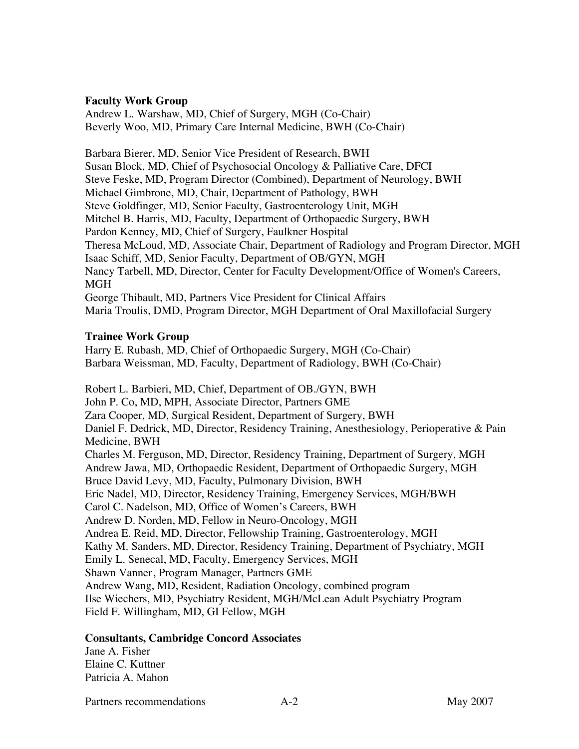**Faculty Work Group**

Andrew L. Warshaw, MD, Chief of Surgery, MGH (Co-Chair)
Beverly Woo, MD, Primary Care Internal Medicine, BWH (Co-Chair)

Barbara Bierer, MD, Senior Vice President of Research, BWH
Susan Block, MD, Chief of Psychosocial Oncology & Palliative Care, DFCI
Steve Feske, MD, Program Director (Combined), Department of Neurology, BWH
Michael Gimbrone, MD, Chair, Department of Pathology, BWH
Steve Goldfinger, MD, Senior Faculty, Gastroenterology Unit, MGH
Mitchel B. Harris, MD, Faculty, Department of Orthopaedic Surgery, BWH
Pardon Kenney, MD, Chief of Surgery, Faulkner Hospital
Theresa McLoud, MD, Associate Chair, Department of Radiology and Program Director, MGH
Isaac Schiff, MD, Senior Faculty, Department of OB/GYN, MGH
Nancy Tarbell, MD, Director, Center for Faculty Development/Office of Women's Careers, MGH
George Thibault, MD, Partners Vice President for Clinical Affairs
Maria Troulis, DMD, Program Director, MGH Department of Oral Maxillofacial Surgery

**Trainee Work Group**

Harry E. Rubash, MD, Chief of Orthopaedic Surgery, MGH (Co-Chair)
Barbara Weissman, MD, Faculty, Department of Radiology, BWH (Co-Chair)

Robert L. Barbieri, MD, Chief, Department of OB./GYN, BWH
John P. Co, MD, MPH, Associate Director, Partners GME
Zara Cooper, MD, Surgical Resident, Department of Surgery, BWH
Daniel F. Dedrick, MD, Director, Residency Training, Anesthesiology, Perioperative & Pain Medicine, BWH
Charles M. Ferguson, MD, Director, Residency Training, Department of Surgery, MGH
Andrew Jawa, MD, Orthopaedic Resident, Department of Orthopaedic Surgery, MGH
Bruce David Levy, MD, Faculty, Pulmonary Division, BWH
Eric Nadel, MD, Director, Residency Training, Emergency Services, MGH/BWH
Carol C. Nadelson, MD, Office of Women's Careers, BWH
Andrew D. Norden, MD, Fellow in Neuro-Oncology, MGH
Andrea E. Reid, MD, Director, Fellowship Training, Gastroenterology, MGH
Kathy M. Sanders, MD, Director, Residency Training, Department of Psychiatry, MGH
Emily L. Senecal, MD, Faculty, Emergency Services, MGH
Shawn Vanner, Program Manager, Partners GME
Andrew Wang, MD, Resident, Radiation Oncology, combined program
Ilse Wiechers, MD, Psychiatry Resident, MGH/McLean Adult Psychiatry Program
Field F. Willingham, MD, GI Fellow, MGH

**Consultants, Cambridge Concord Associates**

Jane A. Fisher
Elaine C. Kuttner
Patricia A. Mahon